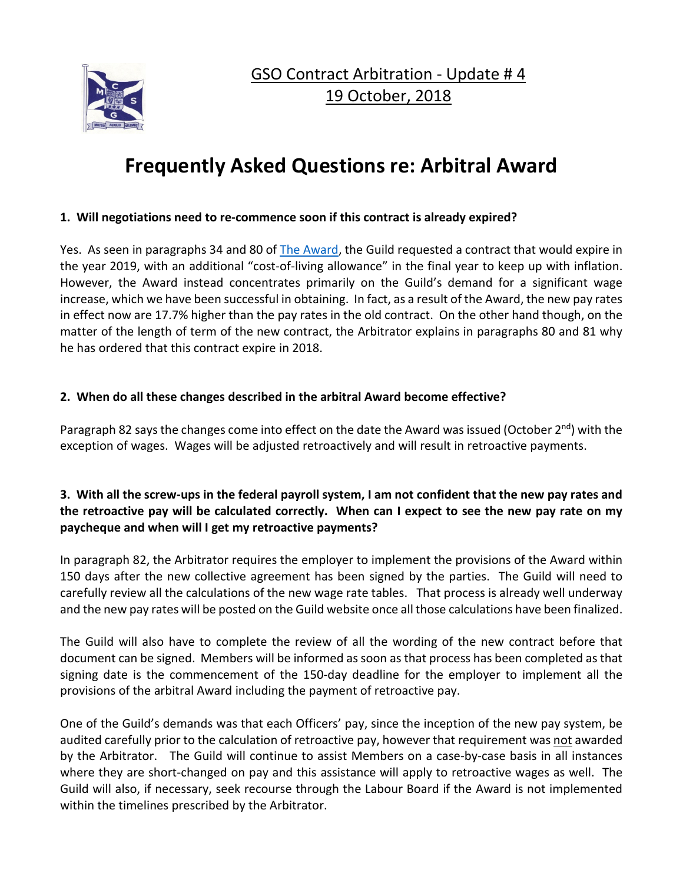## GSO Contract Arbitration - Update # 4
## 19 October, 2018

# Frequently Asked Questions re: Arbitral Award

**1. Will negotiations need to re-commence soon if this contract is already expired?**

Yes. As seen in paragraphs 34 and 80 of The Award, the Guild requested a contract that would expire in the year 2019, with an additional "cost-of-living allowance" in the final year to keep up with inflation. However, the Award instead concentrates primarily on the Guild's demand for a significant wage increase, which we have been successful in obtaining. In fact, as a result of the Award, the new pay rates in effect now are 17.7% higher than the pay rates in the old contract. On the other hand though, on the matter of the length of term of the new contract, the Arbitrator explains in paragraphs 80 and 81 why he has ordered that this contract expire in 2018.

**2. When do all these changes described in the arbitral Award become effective?**

Paragraph 82 says the changes come into effect on the date the Award was issued (October 2nd) with the exception of wages. Wages will be adjusted retroactively and will result in retroactive payments.

**3. With all the screw-ups in the federal payroll system, I am not confident that the new pay rates and the retroactive pay will be calculated correctly. When can I expect to see the new pay rate on my paycheque and when will I get my retroactive payments?**

In paragraph 82, the Arbitrator requires the employer to implement the provisions of the Award within 150 days after the new collective agreement has been signed by the parties. The Guild will need to carefully review all the calculations of the new wage rate tables. That process is already well underway and the new pay rates will be posted on the Guild website once all those calculations have been finalized.

The Guild will also have to complete the review of all the wording of the new contract before that document can be signed. Members will be informed as soon as that process has been completed as that signing date is the commencement of the 150-day deadline for the employer to implement all the provisions of the arbitral Award including the payment of retroactive pay.

One of the Guild's demands was that each Officers' pay, since the inception of the new pay system, be audited carefully prior to the calculation of retroactive pay, however that requirement was not awarded by the Arbitrator. The Guild will continue to assist Members on a case-by-case basis in all instances where they are short-changed on pay and this assistance will apply to retroactive wages as well. The Guild will also, if necessary, seek recourse through the Labour Board if the Award is not implemented within the timelines prescribed by the Arbitrator.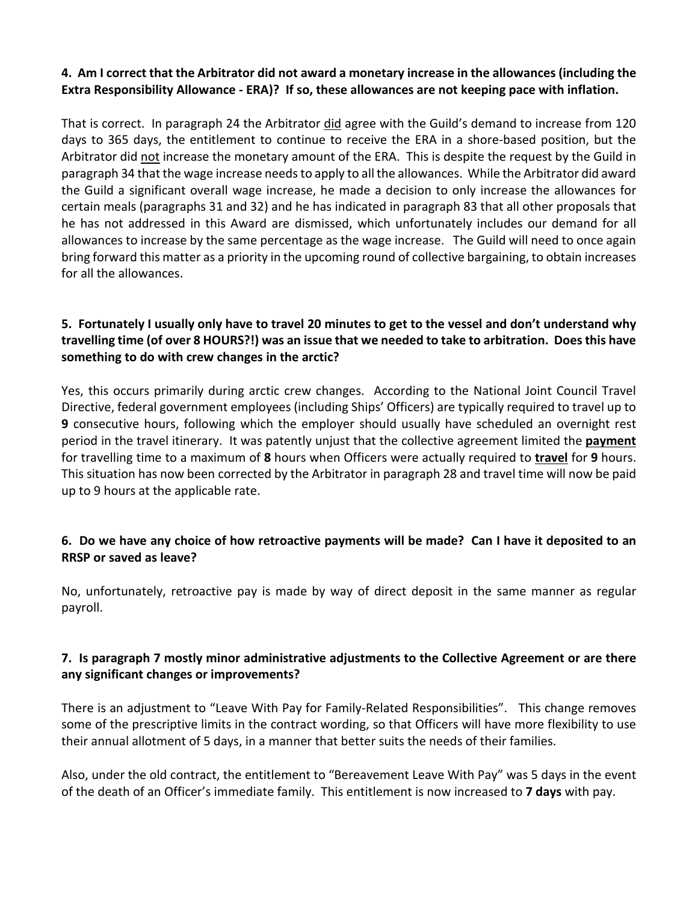**4. Am I correct that the Arbitrator did not award a monetary increase in the allowances (including the Extra Responsibility Allowance - ERA)? If so, these allowances are not keeping pace with inflation.**

That is correct. In paragraph 24 the Arbitrator did agree with the Guild's demand to increase from 120 days to 365 days, the entitlement to continue to receive the ERA in a shore-based position, but the Arbitrator did not increase the monetary amount of the ERA. This is despite the request by the Guild in paragraph 34 that the wage increase needs to apply to all the allowances. While the Arbitrator did award the Guild a significant overall wage increase, he made a decision to only increase the allowances for certain meals (paragraphs 31 and 32) and he has indicated in paragraph 83 that all other proposals that he has not addressed in this Award are dismissed, which unfortunately includes our demand for all allowances to increase by the same percentage as the wage increase. The Guild will need to once again bring forward this matter as a priority in the upcoming round of collective bargaining, to obtain increases for all the allowances.

**5. Fortunately I usually only have to travel 20 minutes to get to the vessel and don't understand why travelling time (of over 8 HOURS?!) was an issue that we needed to take to arbitration. Does this have something to do with crew changes in the arctic?**

Yes, this occurs primarily during arctic crew changes. According to the National Joint Council Travel Directive, federal government employees (including Ships' Officers) are typically required to travel up to **9** consecutive hours, following which the employer should usually have scheduled an overnight rest period in the travel itinerary. It was patently unjust that the collective agreement limited the **payment** for travelling time to a maximum of **8** hours when Officers were actually required to **travel** for **9** hours. This situation has now been corrected by the Arbitrator in paragraph 28 and travel time will now be paid up to 9 hours at the applicable rate.

**6. Do we have any choice of how retroactive payments will be made? Can I have it deposited to an RRSP or saved as leave?**

No, unfortunately, retroactive pay is made by way of direct deposit in the same manner as regular payroll.

**7. Is paragraph 7 mostly minor administrative adjustments to the Collective Agreement or are there any significant changes or improvements?**

There is an adjustment to "Leave With Pay for Family-Related Responsibilities". This change removes some of the prescriptive limits in the contract wording, so that Officers will have more flexibility to use their annual allotment of 5 days, in a manner that better suits the needs of their families.

Also, under the old contract, the entitlement to "Bereavement Leave With Pay" was 5 days in the event of the death of an Officer's immediate family. This entitlement is now increased to **7 days** with pay.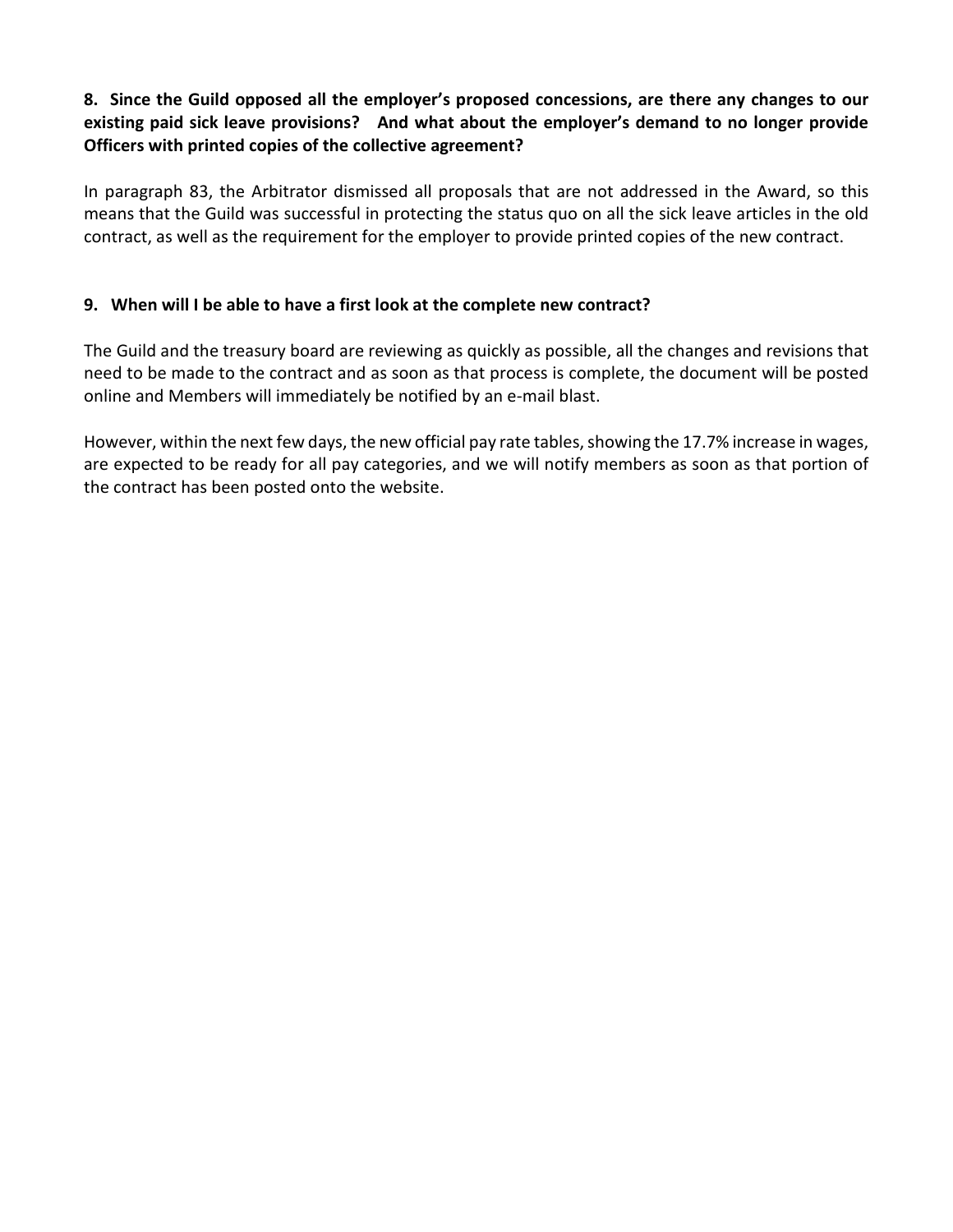**8. Since the Guild opposed all the employer's proposed concessions, are there any changes to our existing paid sick leave provisions? And what about the employer's demand to no longer provide Officers with printed copies of the collective agreement?**

In paragraph 83, the Arbitrator dismissed all proposals that are not addressed in the Award, so this means that the Guild was successful in protecting the status quo on all the sick leave articles in the old contract, as well as the requirement for the employer to provide printed copies of the new contract.

**9. When will I be able to have a first look at the complete new contract?**

The Guild and the treasury board are reviewing as quickly as possible, all the changes and revisions that need to be made to the contract and as soon as that process is complete, the document will be posted online and Members will immediately be notified by an e-mail blast.

However, within the next few days, the new official pay rate tables, showing the 17.7% increase in wages, are expected to be ready for all pay categories, and we will notify members as soon as that portion of the contract has been posted onto the website.